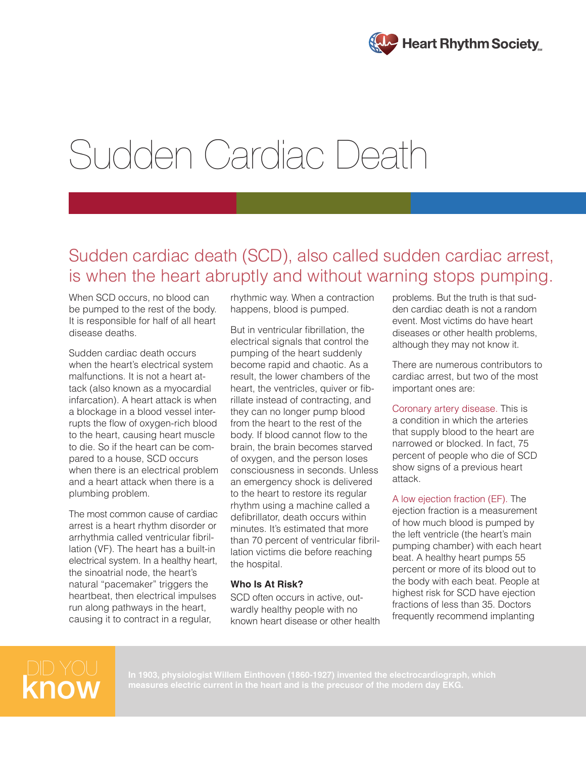# Sudden Cardiac Death

## Sudden cardiac death (SCD), also called sudden cardiac arrest, is when the heart abruptly and without warning stops pumping.

When SCD occurs, no blood can be pumped to the rest of the body. It is responsible for half of all heart disease deaths.

Sudden cardiac death occurs when the heart's electrical system malfunctions. It is not a heart attack (also known as a myocardial infarction). A heart attack is when a blockage in a blood vessel interrupts the flow of oxygen-rich blood to the heart, causing heart muscle to die. So if the heart can be compared to a house, SCD occurs when there is an electrical problem and a heart attack when there is a plumbing problem.

The most common cause of cardiac arrest is a heart rhythm disorder or arrhythmia called ventricular fibrillation (VF). The heart has a built-in electrical system. In a healthy heart, the sinoatrial node, the heart's natural "pacemaker" triggers the heartbeat, then electrical impulses run along pathways in the heart, causing it to contract in a regular, rhythmic way. When a contraction happens, blood is pumped.

But in ventricular fibrillation, the electrical signals that control the pumping of the heart suddenly become rapid and chaotic. As a result, the lower chambers of the heart, the ventricles, quiver or fibrillate instead of contracting, and they can no longer pump blood from the heart to the rest of the body. If blood cannot flow to the brain, the brain becomes starved of oxygen, and the person loses consciousness in seconds. Unless an emergency shock is delivered to the heart to restore its regular rhythm using a machine called a defibrillator, death occurs within minutes. It's estimated that more than 70 percent of ventricular fibrillation victims die before reaching the hospital.

### Who Is At Risk?

SCD often occurs in active, outwardly healthy people with no known heart disease or other health problems. But the truth is that sudden cardiac death is not a random event. Most victims do have heart diseases or other health problems, although they may not know it.

There are numerous contributors to cardiac arrest, but two of the most important ones are:

Coronary artery disease. This is a condition in which the arteries that supply blood to the heart are narrowed or blocked. In fact, 75 percent of people who die of SCD show signs of a previous heart attack.

A low ejection fraction (EF). The ejection fraction is a measurement of how much blood is pumped by the left ventricle (the heart's main pumping chamber) with each heart beat. A healthy heart pumps 55 percent or more of its blood out to the body with each beat. People at highest risk for SCD have ejection fractions of less than 35. Doctors frequently recommend implanting

**DID YOU know**

**In 1903, physiologist Willem Einthoven (1860-1927) invented the electrocardiograph, which measures electric current in the heart and is the precusor of the modern day EKG.**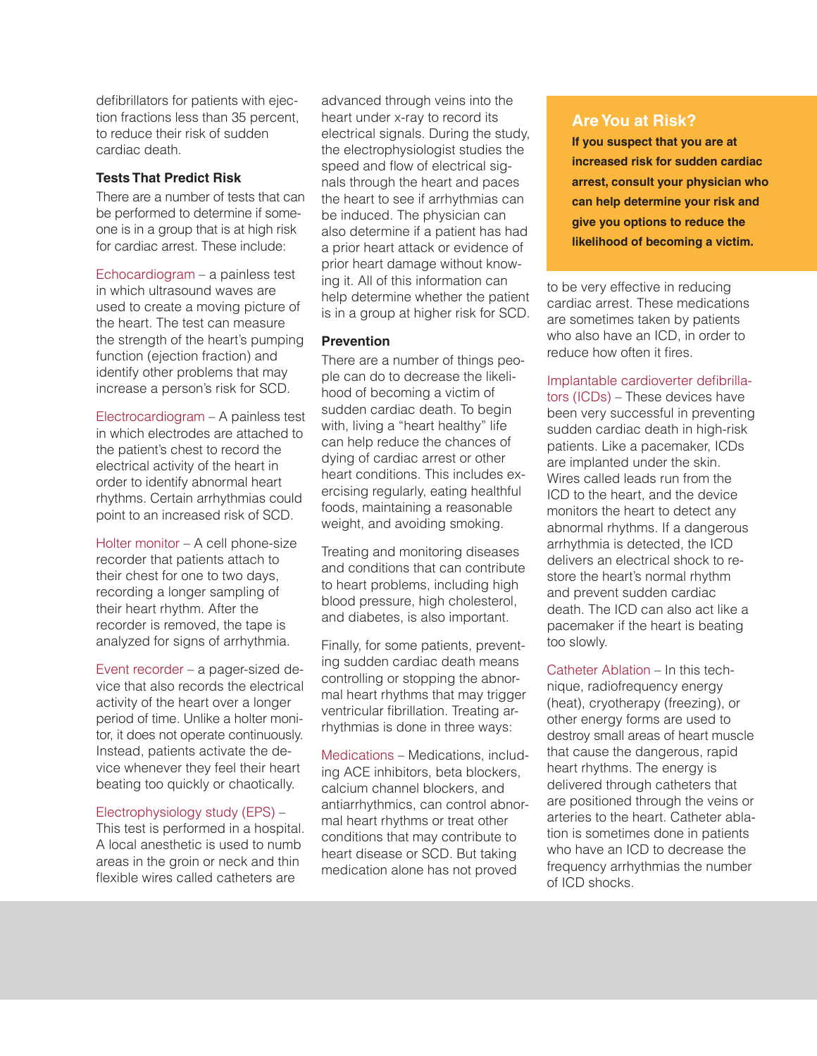defibrillators for patients with ejection fractions less than 35 percent, to reduce their risk of sudden cardiac death.

### Tests That Predict Risk

There are a number of tests that can be performed to determine if someone is in a group that is at high risk for cardiac arrest. These include:

Echocardiogram – a painless test in which ultrasound waves are used to create a moving picture of the heart. The test can measure the strength of the heart's pumping function (ejection fraction) and identify other problems that may increase a person's risk for SCD.

Electrocardiogram – A painless test in which electrodes are attached to the patient's chest to record the electrical activity of the heart in order to identify abnormal heart rhythms. Certain arrhythmias could point to an increased risk of SCD.

Holter monitor – A cell phone-size recorder that patients attach to their chest for one to two days, recording a longer sampling of their heart rhythm. After the recorder is removed, the tape is analyzed for signs of arrhythmia.

Event recorder – a pager-sized device that also records the electrical activity of the heart over a longer period of time. Unlike a holter monitor, it does not operate continuously. Instead, patients activate the device whenever they feel their heart beating too quickly or chaotically.

Electrophysiology study (EPS) – This test is performed in a hospital. A local anesthetic is used to numb areas in the groin or neck and thin flexible wires called catheters are advanced through veins into the heart under x-ray to record its electrical signals. During the study, the electrophysiologist studies the speed and flow of electrical signals through the heart and paces the heart to see if arrhythmias can be induced. The physician can also determine if a patient has had a prior heart attack or evidence of prior heart damage without knowing it. All of this information can help determine whether the patient is in a group at higher risk for SCD.

### Prevention

There are a number of things people can do to decrease the likelihood of becoming a victim of sudden cardiac death. To begin with, living a "heart healthy" life can help reduce the chances of dying of cardiac arrest or other heart conditions. This includes exercising regularly, eating healthful foods, maintaining a reasonable weight, and avoiding smoking.

Treating and monitoring diseases and conditions that can contribute to heart problems, including high blood pressure, high cholesterol, and diabetes, is also important.

Finally, for some patients, preventing sudden cardiac death means controlling or stopping the abnormal heart rhythms that may trigger ventricular fibrillation. Treating arrhythmias is done in three ways:

Medications – Medications, including ACE inhibitors, beta blockers, calcium channel blockers, and antiarrhythmics, can control abnormal heart rhythms or treat other conditions that may contribute to heart disease or SCD. But taking medication alone has not proved to be very effective in reducing cardiac arrest. These medications are sometimes taken by patients who also have an ICD, in order to reduce how often it fires.

Implantable cardioverter defibrillators (ICDs) – These devices have been very successful in preventing sudden cardiac death in high-risk patients. Like a pacemaker, ICDs are implanted under the skin. Wires called leads run from the ICD to the heart, and the device monitors the heart to detect any abnormal rhythms. If a dangerous arrhythmia is detected, the ICD delivers an electrical shock to restore the heart's normal rhythm and prevent sudden cardiac death. The ICD can also act like a pacemaker if the heart is beating too slowly.

Catheter Ablation – In this technique, radiofrequency energy (heat), cryotherapy (freezing), or other energy forms are used to destroy small areas of heart muscle that cause the dangerous, rapid heart rhythms. The energy is delivered through catheters that are positioned through the veins or arteries to the heart. Catheter ablation is sometimes done in patients who have an ICD to decrease the frequency arrhythmias the number of ICD shocks.

### Are You at Risk?

**If you suspect that you are at increased risk for sudden cardiac arrest, consult your physician who can help determine your risk and give you options to reduce the likelihood of becoming a victim.**